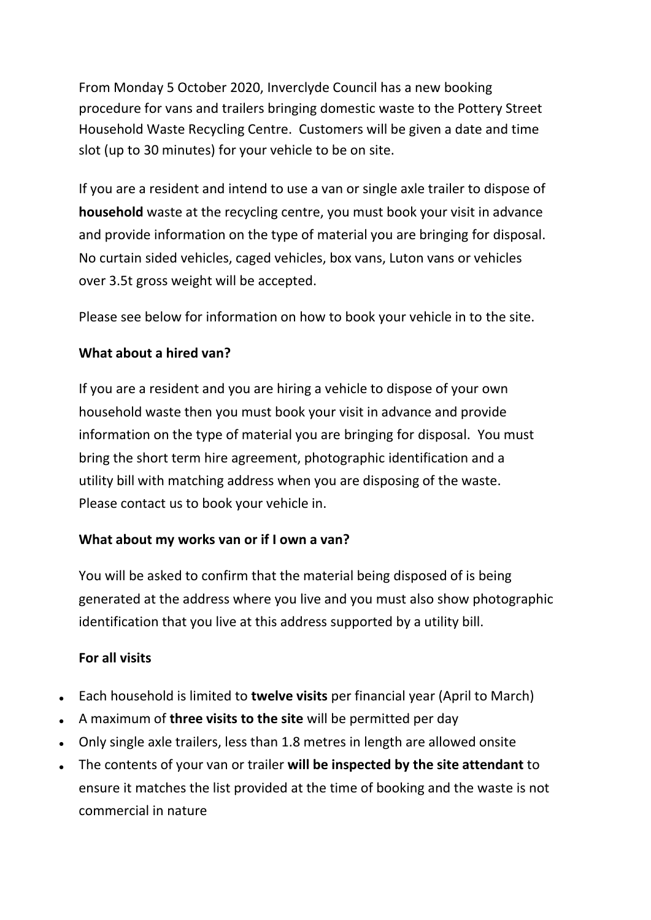From Monday 5 October 2020, Inverclyde Council has a new booking procedure for vans and trailers bringing domestic waste to the Pottery Street Household Waste Recycling Centre. Customers will be given a date and time slot (up to 30 minutes) for your vehicle to be on site.

If you are a resident and intend to use a van or single axle trailer to dispose of **household** waste at the recycling centre, you must book your visit in advance and provide information on the type of material you are bringing for disposal. No curtain sided vehicles, caged vehicles, box vans, Luton vans or vehicles over 3.5t gross weight will be accepted.

Please see below for information on how to book your vehicle in to the site.

**What about a hired van?**

If you are a resident and you are hiring a vehicle to dispose of your own household waste then you must book your visit in advance and provide information on the type of material you are bringing for disposal. You must bring the short term hire agreement, photographic identification and a utility bill with matching address when you are disposing of the waste. Please contact us to book your vehicle in.

**What about my works van or if I own a van?**

You will be asked to confirm that the material being disposed of is being generated at the address where you live and you must also show photographic identification that you live at this address supported by a utility bill.

**For all visits**

- Each household is limited to **twelve visits** per financial year (April to March)
- A maximum of **three visits to the site** will be permitted per day
- Only single axle trailers, less than 1.8 metres in length are allowed onsite
- The contents of your van or trailer **will be inspected by the site attendant** to ensure it matches the list provided at the time of booking and the waste is not commercial in nature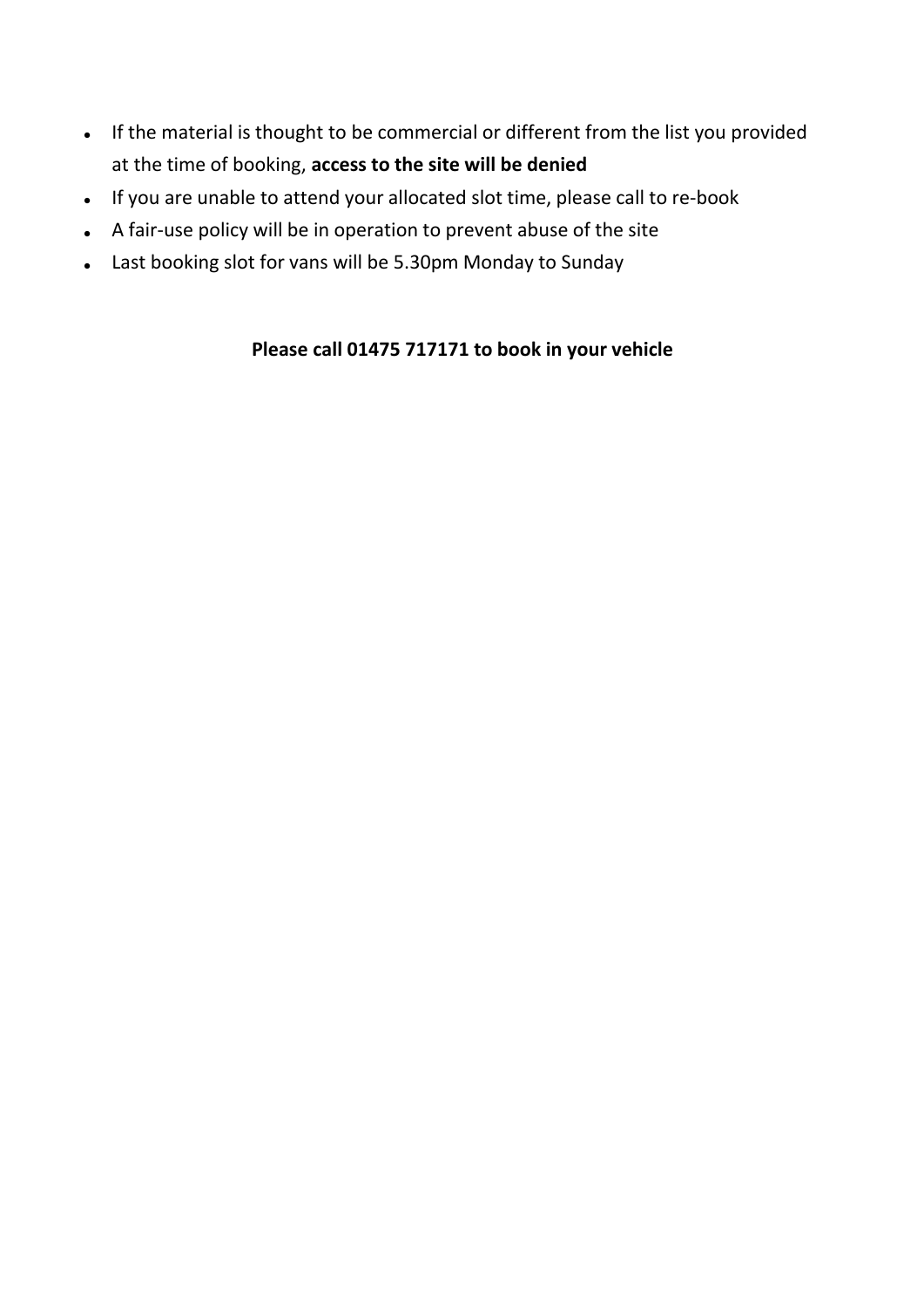- If the material is thought to be commercial or different from the list you provided at the time of booking, **access to the site will be denied**
- If you are unable to attend your allocated slot time, please call to re-book
- A fair-use policy will be in operation to prevent abuse of the site
- Last booking slot for vans will be 5.30pm Monday to Sunday

**Please call 01475 717171 to book in your vehicle**